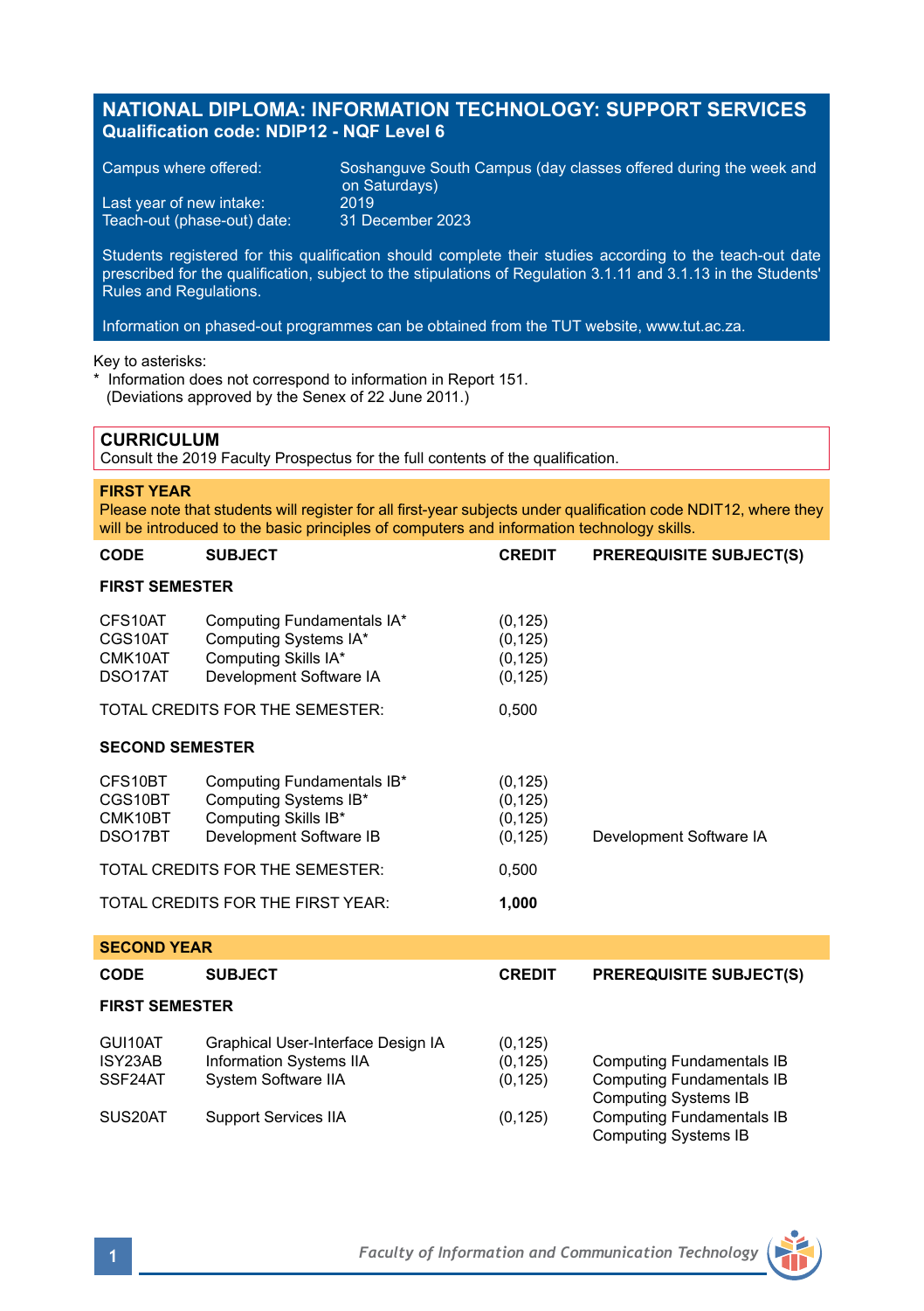# NATIONAL DIPLOMA: INFORMATION TECHNOLOGY: SUPPORT SERVICES
**Qualification code: NDIP12 - NQF Level 6**

| | |
|---|---|
| Campus where offered: | Soshanguve South Campus (day classes offered during the week and on Saturdays) |
| Last year of new intake: | 2019 |
| Teach-out (phase-out) date: | 31 December 2023 |

Students registered for this qualification should complete their studies according to the teach-out date prescribed for the qualification, subject to the stipulations of Regulation 3.1.11 and 3.1.13 in the Students' Rules and Regulations.

Information on phased-out programmes can be obtained from the TUT website, www.tut.ac.za.

Key to asterisks:
\* Information does not correspond to information in Report 151.
(Deviations approved by the Senex of 22 June 2011.)

## CURRICULUM
Consult the 2019 Faculty Prospectus for the full contents of the qualification.

### FIRST YEAR
Please note that students will register for all first-year subjects under qualification code NDIT12, where they will be introduced to the basic principles of computers and information technology skills.

| CODE | SUBJECT | CREDIT | PREREQUISITE SUBJECT(S) |
|---|---|---|---|
| **FIRST SEMESTER** | | | |
| CFS10AT | Computing Fundamentals IA* | (0,125) | |
| CGS10AT | Computing Systems IA* | (0,125) | |
| CMK10AT | Computing Skills IA* | (0,125) | |
| DSO17AT | Development Software IA | (0,125) | |
| TOTAL CREDITS FOR THE SEMESTER: | | 0,500 | |
| **SECOND SEMESTER** | | | |
| CFS10BT | Computing Fundamentals IB* | (0,125) | |
| CGS10BT | Computing Systems IB* | (0,125) | |
| CMK10BT | Computing Skills IB* | (0,125) | |
| DSO17BT | Development Software IB | (0,125) | Development Software IA |
| TOTAL CREDITS FOR THE SEMESTER: | | 0,500 | |
| TOTAL CREDITS FOR THE FIRST YEAR: | | **1,000** | |

### SECOND YEAR

| CODE | SUBJECT | CREDIT | PREREQUISITE SUBJECT(S) |
|---|---|---|---|
| **FIRST SEMESTER** | | | |
| GUI10AT | Graphical User-Interface Design IA | (0,125) | |
| ISY23AB | Information Systems IIA | (0,125) | Computing Fundamentals IB |
| SSF24AT | System Software IIA | (0,125) | Computing Fundamentals IB<br>Computing Systems IB |
| SUS20AT | Support Services IIA | (0,125) | Computing Fundamentals IB<br>Computing Systems IB |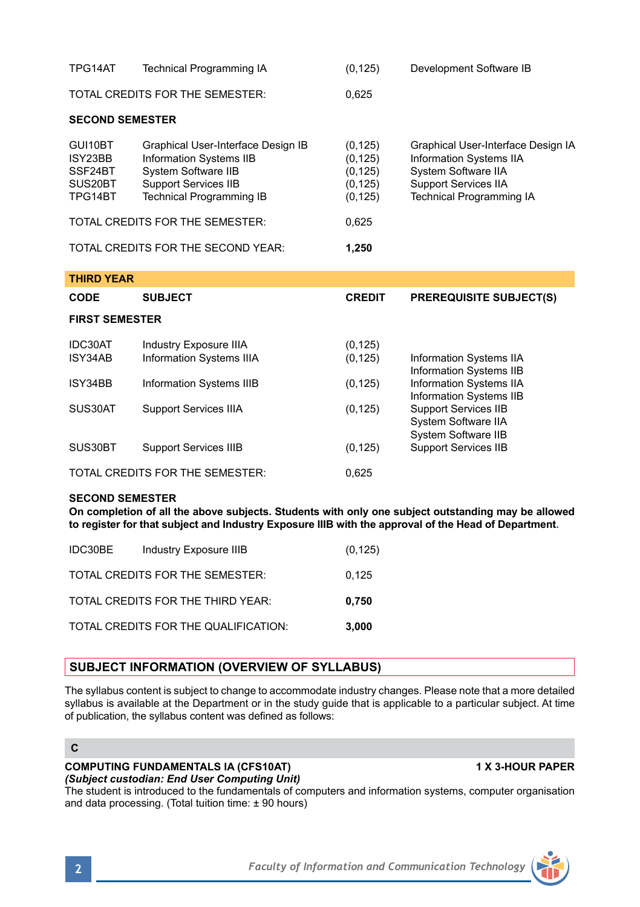| CODE | SUBJECT | CREDIT | PREREQUISITE SUBJECT(S) |
|---|---|---|---|
| TPG14AT | Technical Programming IA | (0,125) | Development Software IB |
| TOTAL CREDITS FOR THE SEMESTER: | | 0,625 | |

**SECOND SEMESTER**

| CODE | SUBJECT | CREDIT | PREREQUISITE SUBJECT(S) |
|---|---|---|---|
| GUI10BT | Graphical User-Interface Design IB | (0,125) | Graphical User-Interface Design IA |
| ISY23BB | Information Systems IIB | (0,125) | Information Systems IIA |
| SSF24BT | System Software IIB | (0,125) | System Software IIA |
| SUS20BT | Support Services IIB | (0,125) | Support Services IIA |
| TPG14BT | Technical Programming IB | (0,125) | Technical Programming IA |
| TOTAL CREDITS FOR THE SEMESTER: | | 0,625 | |
| TOTAL CREDITS FOR THE SECOND YEAR: | | **1,250** | |

## THIRD YEAR

**FIRST SEMESTER**

| CODE | SUBJECT | CREDIT | PREREQUISITE SUBJECT(S) |
|---|---|---|---|
| IDC30AT | Industry Exposure IIIA | (0,125) | |
| ISY34AB | Information Systems IIIA | (0,125) | Information Systems IIA<br>Information Systems IIB |
| ISY34BB | Information Systems IIIB | (0,125) | Information Systems IIA<br>Information Systems IIB |
| SUS30AT | Support Services IIIA | (0,125) | Support Services IIB<br>System Software IIA<br>System Software IIB |
| SUS30BT | Support Services IIIB | (0,125) | Support Services IIB |
| TOTAL CREDITS FOR THE SEMESTER: | | 0,625 | |

**SECOND SEMESTER**

**On completion of all the above subjects. Students with only one subject outstanding may be allowed to register for that subject and Industry Exposure IIIB with the approval of the Head of Department.**

| CODE | SUBJECT | CREDIT | PREREQUISITE SUBJECT(S) |
|---|---|---|---|
| IDC30BE | Industry Exposure IIIB | (0,125) | |
| TOTAL CREDITS FOR THE SEMESTER: | | 0,125 | |
| TOTAL CREDITS FOR THE THIRD YEAR: | | **0,750** | |
| TOTAL CREDITS FOR THE QUALIFICATION: | | **3,000** | |

## SUBJECT INFORMATION (OVERVIEW OF SYLLABUS)

The syllabus content is subject to change to accommodate industry changes. Please note that a more detailed syllabus is available at the Department or in the study guide that is applicable to a particular subject. At time of publication, the syllabus content was defined as follows:

### C

**COMPUTING FUNDAMENTALS IA (CFS10AT)** **1 X 3-HOUR PAPER**
***(Subject custodian: End User Computing Unit)***
The student is introduced to the fundamentals of computers and information systems, computer organisation and data processing. (Total tuition time: ± 90 hours)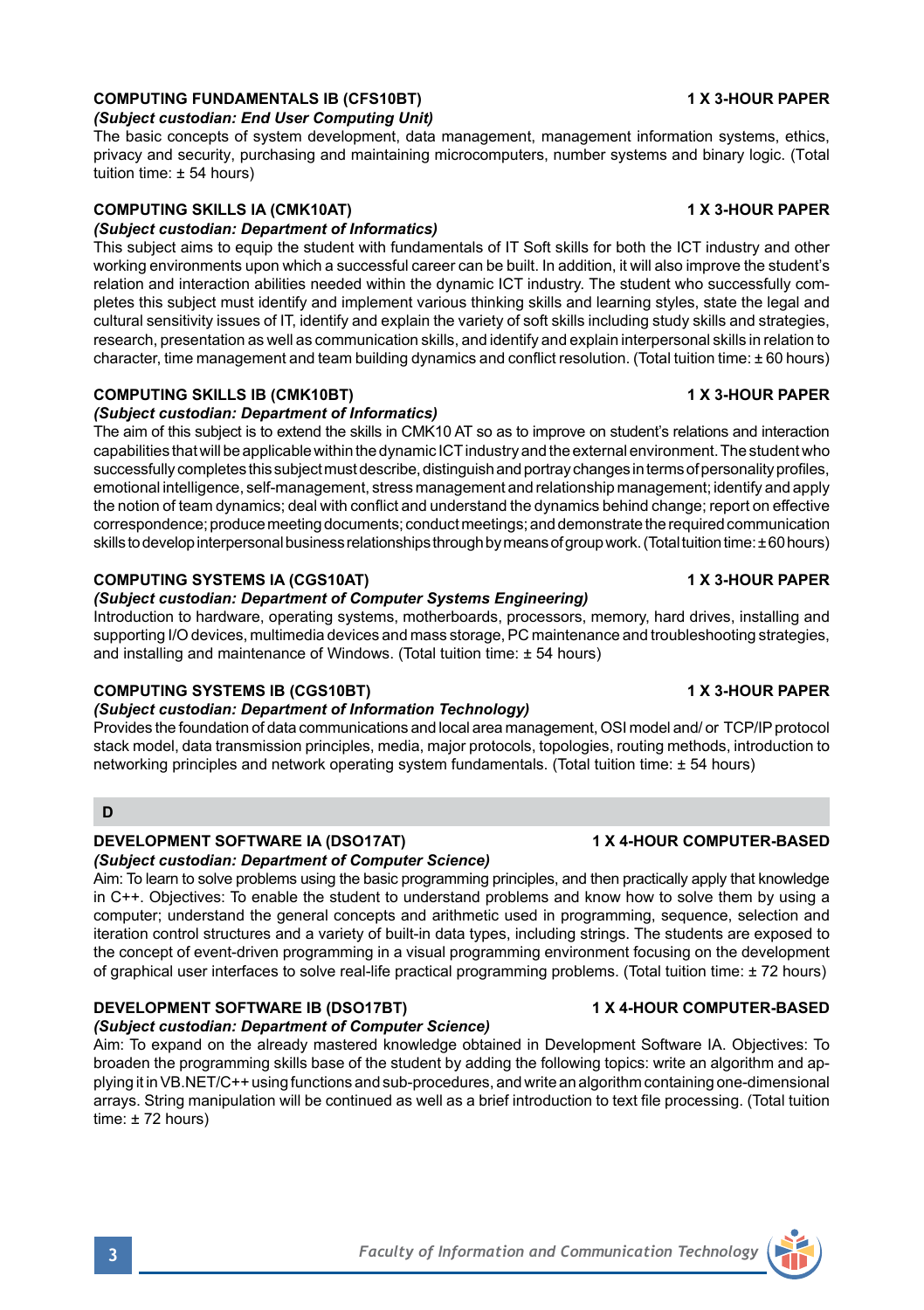### COMPUTING FUNDAMENTALS IB (CFS10BT) — 1 X 3-HOUR PAPER

*(Subject custodian: End User Computing Unit)*

The basic concepts of system development, data management, management information systems, ethics, privacy and security, purchasing and maintaining microcomputers, number systems and binary logic. (Total tuition time: ± 54 hours)

### COMPUTING SKILLS IA (CMK10AT) — 1 X 3-HOUR PAPER

*(Subject custodian: Department of Informatics)*

This subject aims to equip the student with fundamentals of IT Soft skills for both the ICT industry and other working environments upon which a successful career can be built. In addition, it will also improve the student's relation and interaction abilities needed within the dynamic ICT industry. The student who successfully completes this subject must identify and implement various thinking skills and learning styles, state the legal and cultural sensitivity issues of IT, identify and explain the variety of soft skills including study skills and strategies, research, presentation as well as communication skills, and identify and explain interpersonal skills in relation to character, time management and team building dynamics and conflict resolution. (Total tuition time: ± 60 hours)

### COMPUTING SKILLS IB (CMK10BT) — 1 X 3-HOUR PAPER

*(Subject custodian: Department of Informatics)*

The aim of this subject is to extend the skills in CMK10 AT so as to improve on student's relations and interaction capabilities that will be applicable within the dynamic ICT industry and the external environment. The student who successfully completes this subject must describe, distinguish and portray changes in terms of personality profiles, emotional intelligence, self-management, stress management and relationship management; identify and apply the notion of team dynamics; deal with conflict and understand the dynamics behind change; report on effective correspondence; produce meeting documents; conduct meetings; and demonstrate the required communication skills to develop interpersonal business relationships through by means of group work. (Total tuition time: ± 60 hours)

### COMPUTING SYSTEMS IA (CGS10AT) — 1 X 3-HOUR PAPER

*(Subject custodian: Department of Computer Systems Engineering)*

Introduction to hardware, operating systems, motherboards, processors, memory, hard drives, installing and supporting I/O devices, multimedia devices and mass storage, PC maintenance and troubleshooting strategies, and installing and maintenance of Windows. (Total tuition time: ± 54 hours)

### COMPUTING SYSTEMS IB (CGS10BT) — 1 X 3-HOUR PAPER

*(Subject custodian: Department of Information Technology)*

Provides the foundation of data communications and local area management, OSI model and/ or TCP/IP protocol stack model, data transmission principles, media, major protocols, topologies, routing methods, introduction to networking principles and network operating system fundamentals. (Total tuition time: ± 54 hours)

## D

### DEVELOPMENT SOFTWARE IA (DSO17AT) — 1 X 4-HOUR COMPUTER-BASED

*(Subject custodian: Department of Computer Science)*

Aim: To learn to solve problems using the basic programming principles, and then practically apply that knowledge in C++. Objectives: To enable the student to understand problems and know how to solve them by using a computer; understand the general concepts and arithmetic used in programming, sequence, selection and iteration control structures and a variety of built-in data types, including strings. The students are exposed to the concept of event-driven programming in a visual programming environment focusing on the development of graphical user interfaces to solve real-life practical programming problems. (Total tuition time: ± 72 hours)

### DEVELOPMENT SOFTWARE IB (DSO17BT) — 1 X 4-HOUR COMPUTER-BASED

*(Subject custodian: Department of Computer Science)*

Aim: To expand on the already mastered knowledge obtained in Development Software IA. Objectives: To broaden the programming skills base of the student by adding the following topics: write an algorithm and applying it in VB.NET/C++ using functions and sub-procedures, and write an algorithm containing one-dimensional arrays. String manipulation will be continued as well as a brief introduction to text file processing. (Total tuition time: ± 72 hours)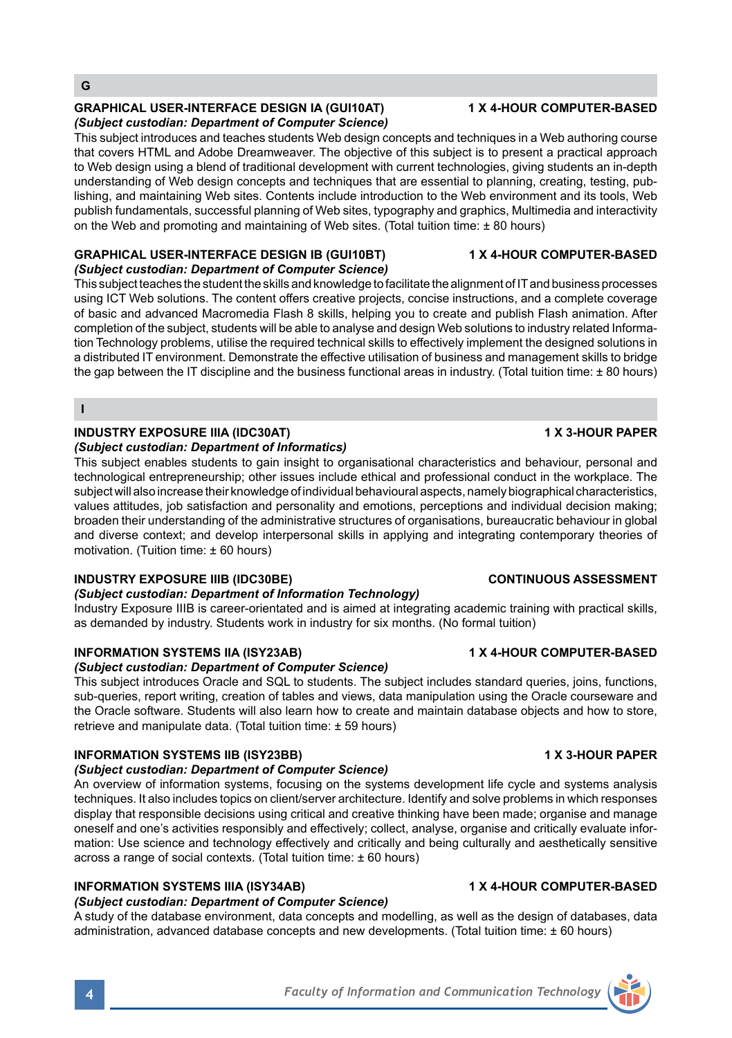## G

### GRAPHICAL USER-INTERFACE DESIGN IA (GUI10AT) — 1 X 4-HOUR COMPUTER-BASED

***(Subject custodian: Department of Computer Science)***

This subject introduces and teaches students Web design concepts and techniques in a Web authoring course that covers HTML and Adobe Dreamweaver. The objective of this subject is to present a practical approach to Web design using a blend of traditional development with current technologies, giving students an in-depth understanding of Web design concepts and techniques that are essential to planning, creating, testing, publishing, and maintaining Web sites. Contents include introduction to the Web environment and its tools, Web publish fundamentals, successful planning of Web sites, typography and graphics, Multimedia and interactivity on the Web and promoting and maintaining of Web sites. (Total tuition time: ± 80 hours)

### GRAPHICAL USER-INTERFACE DESIGN IB (GUI10BT) — 1 X 4-HOUR COMPUTER-BASED

***(Subject custodian: Department of Computer Science)***

This subject teaches the student the skills and knowledge to facilitate the alignment of IT and business processes using ICT Web solutions. The content offers creative projects, concise instructions, and a complete coverage of basic and advanced Macromedia Flash 8 skills, helping you to create and publish Flash animation. After completion of the subject, students will be able to analyse and design Web solutions to industry related Information Technology problems, utilise the required technical skills to effectively implement the designed solutions in a distributed IT environment. Demonstrate the effective utilisation of business and management skills to bridge the gap between the IT discipline and the business functional areas in industry. (Total tuition time: ± 80 hours)

## I

### INDUSTRY EXPOSURE IIIA (IDC30AT) — 1 X 3-HOUR PAPER

***(Subject custodian: Department of Informatics)***

This subject enables students to gain insight to organisational characteristics and behaviour, personal and technological entrepreneurship; other issues include ethical and professional conduct in the workplace. The subject will also increase their knowledge of individual behavioural aspects, namely biographical characteristics, values attitudes, job satisfaction and personality and emotions, perceptions and individual decision making; broaden their understanding of the administrative structures of organisations, bureaucratic behaviour in global and diverse context; and develop interpersonal skills in applying and integrating contemporary theories of motivation. (Tuition time: ± 60 hours)

### INDUSTRY EXPOSURE IIIB (IDC30BE) — CONTINUOUS ASSESSMENT

***(Subject custodian: Department of Information Technology)***

Industry Exposure IIIB is career-orientated and is aimed at integrating academic training with practical skills, as demanded by industry. Students work in industry for six months. (No formal tuition)

### INFORMATION SYSTEMS IIA (ISY23AB) — 1 X 4-HOUR COMPUTER-BASED

***(Subject custodian: Department of Computer Science)***

This subject introduces Oracle and SQL to students. The subject includes standard queries, joins, functions, sub-queries, report writing, creation of tables and views, data manipulation using the Oracle courseware and the Oracle software. Students will also learn how to create and maintain database objects and how to store, retrieve and manipulate data. (Total tuition time: ± 59 hours)

### INFORMATION SYSTEMS IIB (ISY23BB) — 1 X 3-HOUR PAPER

***(Subject custodian: Department of Computer Science)***

An overview of information systems, focusing on the systems development life cycle and systems analysis techniques. It also includes topics on client/server architecture. Identify and solve problems in which responses display that responsible decisions using critical and creative thinking have been made; organise and manage oneself and one's activities responsibly and effectively; collect, analyse, organise and critically evaluate information: Use science and technology effectively and critically and being culturally and aesthetically sensitive across a range of social contexts. (Total tuition time: ± 60 hours)

### INFORMATION SYSTEMS IIIA (ISY34AB) — 1 X 4-HOUR COMPUTER-BASED

***(Subject custodian: Department of Computer Science)***

A study of the database environment, data concepts and modelling, as well as the design of databases, data administration, advanced database concepts and new developments. (Total tuition time: ± 60 hours)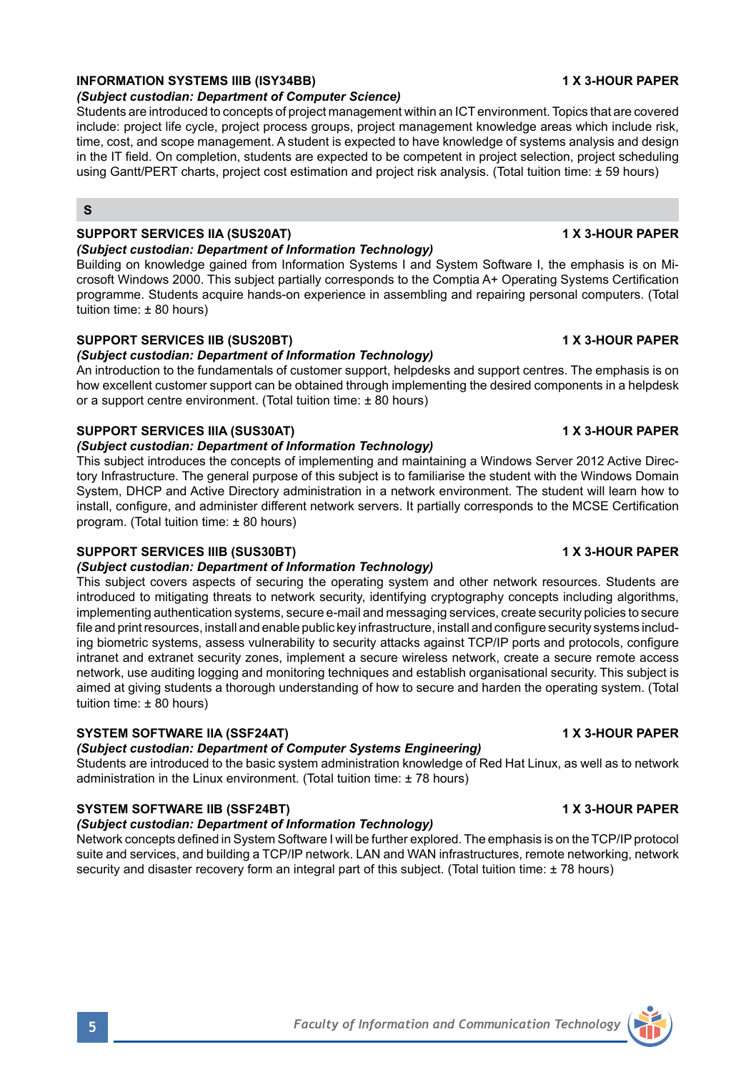**INFORMATION SYSTEMS IIIB (ISY34BB)** **1 X 3-HOUR PAPER**

***(Subject custodian: Department of Computer Science)***

Students are introduced to concepts of project management within an ICT environment. Topics that are covered include: project life cycle, project process groups, project management knowledge areas which include risk, time, cost, and scope management. A student is expected to have knowledge of systems analysis and design in the IT field. On completion, students are expected to be competent in project selection, project scheduling using Gantt/PERT charts, project cost estimation and project risk analysis. (Total tuition time: ± 59 hours)

## S

**SUPPORT SERVICES IIA (SUS20AT)** **1 X 3-HOUR PAPER**

***(Subject custodian: Department of Information Technology)***

Building on knowledge gained from Information Systems I and System Software I, the emphasis is on Microsoft Windows 2000. This subject partially corresponds to the Comptia A+ Operating Systems Certification programme. Students acquire hands-on experience in assembling and repairing personal computers. (Total tuition time: ± 80 hours)

**SUPPORT SERVICES IIB (SUS20BT)** **1 X 3-HOUR PAPER**

***(Subject custodian: Department of Information Technology)***

An introduction to the fundamentals of customer support, helpdesks and support centres. The emphasis is on how excellent customer support can be obtained through implementing the desired components in a helpdesk or a support centre environment. (Total tuition time: ± 80 hours)

**SUPPORT SERVICES IIIA (SUS30AT)** **1 X 3-HOUR PAPER**

***(Subject custodian: Department of Information Technology)***

This subject introduces the concepts of implementing and maintaining a Windows Server 2012 Active Directory Infrastructure. The general purpose of this subject is to familiarise the student with the Windows Domain System, DHCP and Active Directory administration in a network environment. The student will learn how to install, configure, and administer different network servers. It partially corresponds to the MCSE Certification program. (Total tuition time: ± 80 hours)

**SUPPORT SERVICES IIIB (SUS30BT)** **1 X 3-HOUR PAPER**

***(Subject custodian: Department of Information Technology)***

This subject covers aspects of securing the operating system and other network resources. Students are introduced to mitigating threats to network security, identifying cryptography concepts including algorithms, implementing authentication systems, secure e-mail and messaging services, create security policies to secure file and print resources, install and enable public key infrastructure, install and configure security systems including biometric systems, assess vulnerability to security attacks against TCP/IP ports and protocols, configure intranet and extranet security zones, implement a secure wireless network, create a secure remote access network, use auditing logging and monitoring techniques and establish organisational security. This subject is aimed at giving students a thorough understanding of how to secure and harden the operating system. (Total tuition time: ± 80 hours)

**SYSTEM SOFTWARE IIA (SSF24AT)** **1 X 3-HOUR PAPER**

***(Subject custodian: Department of Computer Systems Engineering)***

Students are introduced to the basic system administration knowledge of Red Hat Linux, as well as to network administration in the Linux environment. (Total tuition time: ± 78 hours)

**SYSTEM SOFTWARE IIB (SSF24BT)** **1 X 3-HOUR PAPER**

***(Subject custodian: Department of Information Technology)***

Network concepts defined in System Software I will be further explored. The emphasis is on the TCP/IP protocol suite and services, and building a TCP/IP network. LAN and WAN infrastructures, remote networking, network security and disaster recovery form an integral part of this subject. (Total tuition time: ± 78 hours)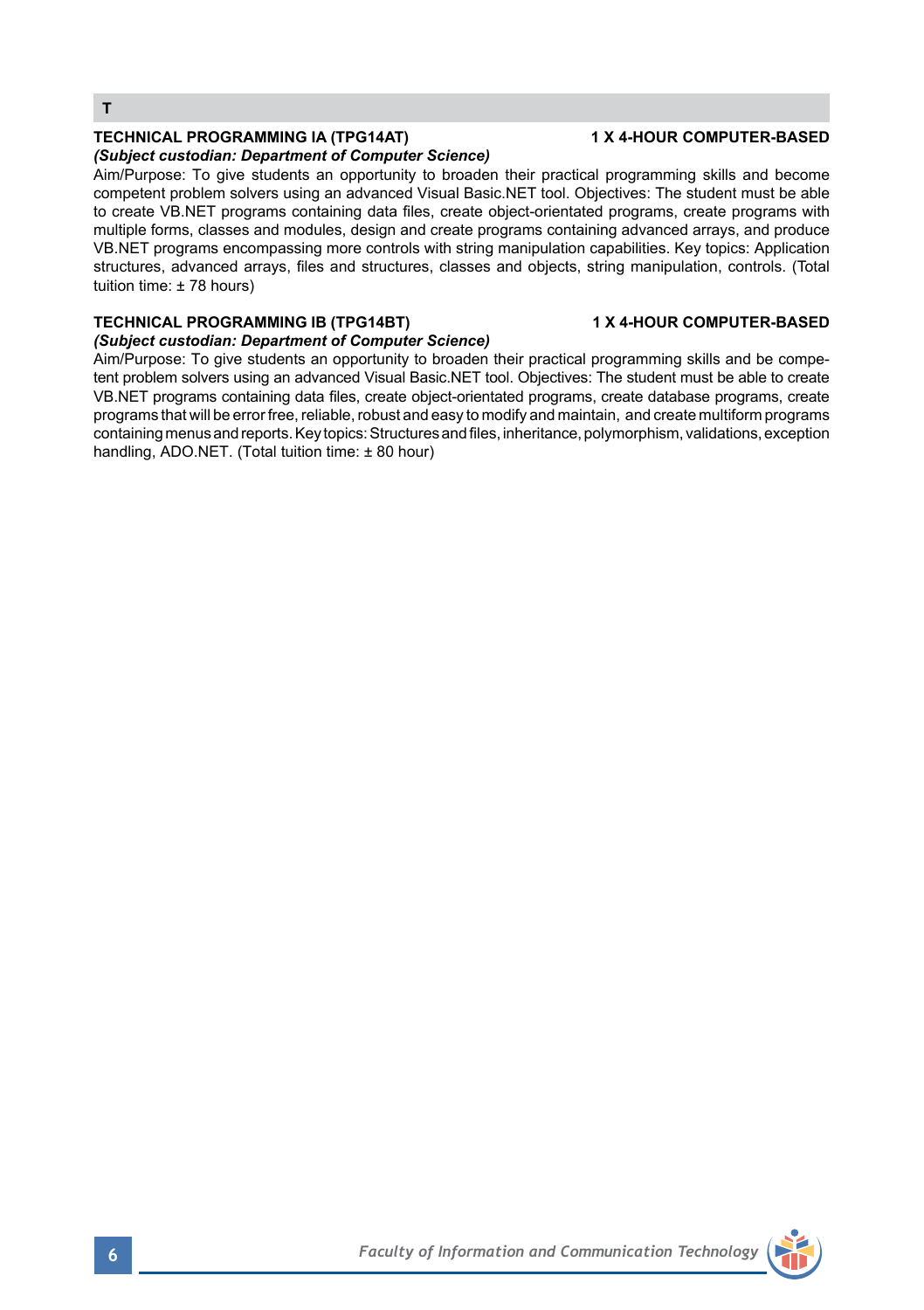## T

**TECHNICAL PROGRAMMING IA (TPG14AT) 1 X 4-HOUR COMPUTER-BASED**

***(Subject custodian: Department of Computer Science)***

Aim/Purpose: To give students an opportunity to broaden their practical programming skills and become competent problem solvers using an advanced Visual Basic.NET tool. Objectives: The student must be able to create VB.NET programs containing data files, create object-orientated programs, create programs with multiple forms, classes and modules, design and create programs containing advanced arrays, and produce VB.NET programs encompassing more controls with string manipulation capabilities. Key topics: Application structures, advanced arrays, files and structures, classes and objects, string manipulation, controls. (Total tuition time: ± 78 hours)

**TECHNICAL PROGRAMMING IB (TPG14BT) 1 X 4-HOUR COMPUTER-BASED**

***(Subject custodian: Department of Computer Science)***

Aim/Purpose: To give students an opportunity to broaden their practical programming skills and be competent problem solvers using an advanced Visual Basic.NET tool. Objectives: The student must be able to create VB.NET programs containing data files, create object-orientated programs, create database programs, create programs that will be error free, reliable, robust and easy to modify and maintain, and create multiform programs containing menus and reports. Key topics: Structures and files, inheritance, polymorphism, validations, exception handling, ADO.NET. (Total tuition time: ± 80 hour)